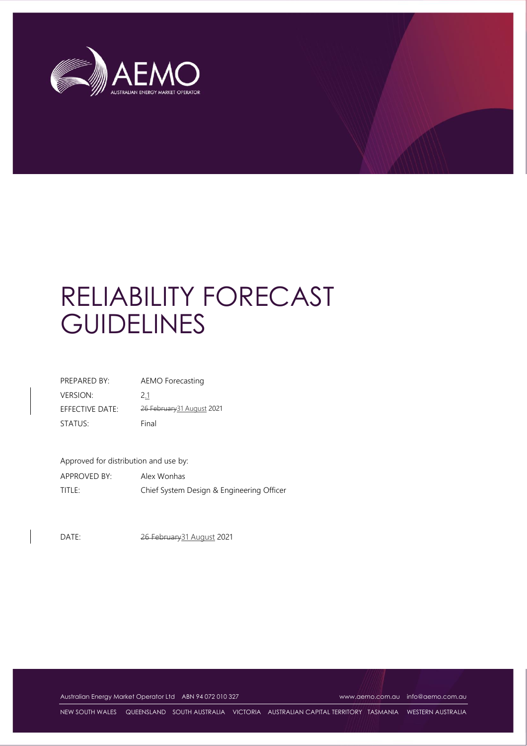# RELIABILITY FORECAST GUIDELINES

| | |
|---|---|
| PREPARED BY: | AEMO Forecasting |
| VERSION: | ~~2~~2.1 |
| EFFECTIVE DATE: | ~~26 February~~31 August 2021 |
| STATUS: | Final |

Approved for distribution and use by:

| | |
|---|---|
| APPROVED BY: | Alex Wonhas |
| TITLE: | Chief System Design & Engineering Officer |

DATE: ~~26 February~~31 August 2021

Australian Energy Market Operator Ltd ABN 94 072 010 327 www.aemo.com.au info@aemo.com.au

NEW SOUTH WALES QUEENSLAND SOUTH AUSTRALIA VICTORIA AUSTRALIAN CAPITAL TERRITORY TASMANIA WESTERN AUSTRALIA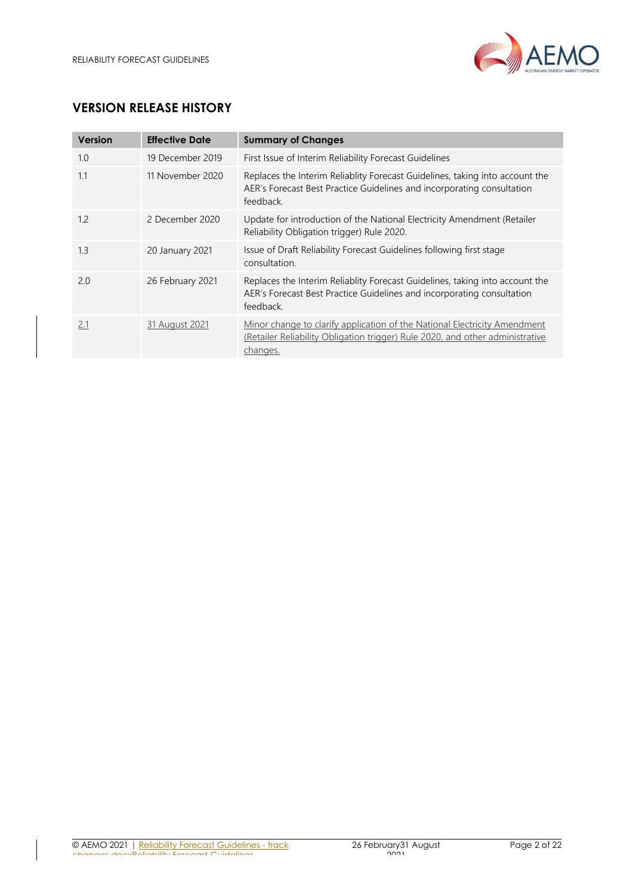## VERSION RELEASE HISTORY

| Version | Effective Date | Summary of Changes |
|---|---|---|
| 1.0 | 19 December 2019 | First Issue of Interim Reliability Forecast Guidelines |
| 1.1 | 11 November 2020 | Replaces the Interim Reliablity Forecast Guidelines, taking into account the AER's Forecast Best Practice Guidelines and incorporating consultation feedback. |
| 1.2 | 2 December 2020 | Update for introduction of the National Electricity Amendment (Retailer Reliability Obligation trigger) Rule 2020. |
| 1.3 | 20 January 2021 | Issue of Draft Reliability Forecast Guidelines following first stage consultation. |
| 2.0 | 26 February 2021 | Replaces the Interim Reliablity Forecast Guidelines, taking into account the AER's Forecast Best Practice Guidelines and incorporating consultation feedback. |
| 2.1 | 31 August 2021 | Minor change to clarify application of the National Electricity Amendment (Retailer Reliability Obligation trigger) Rule 2020, and other administrative changes. |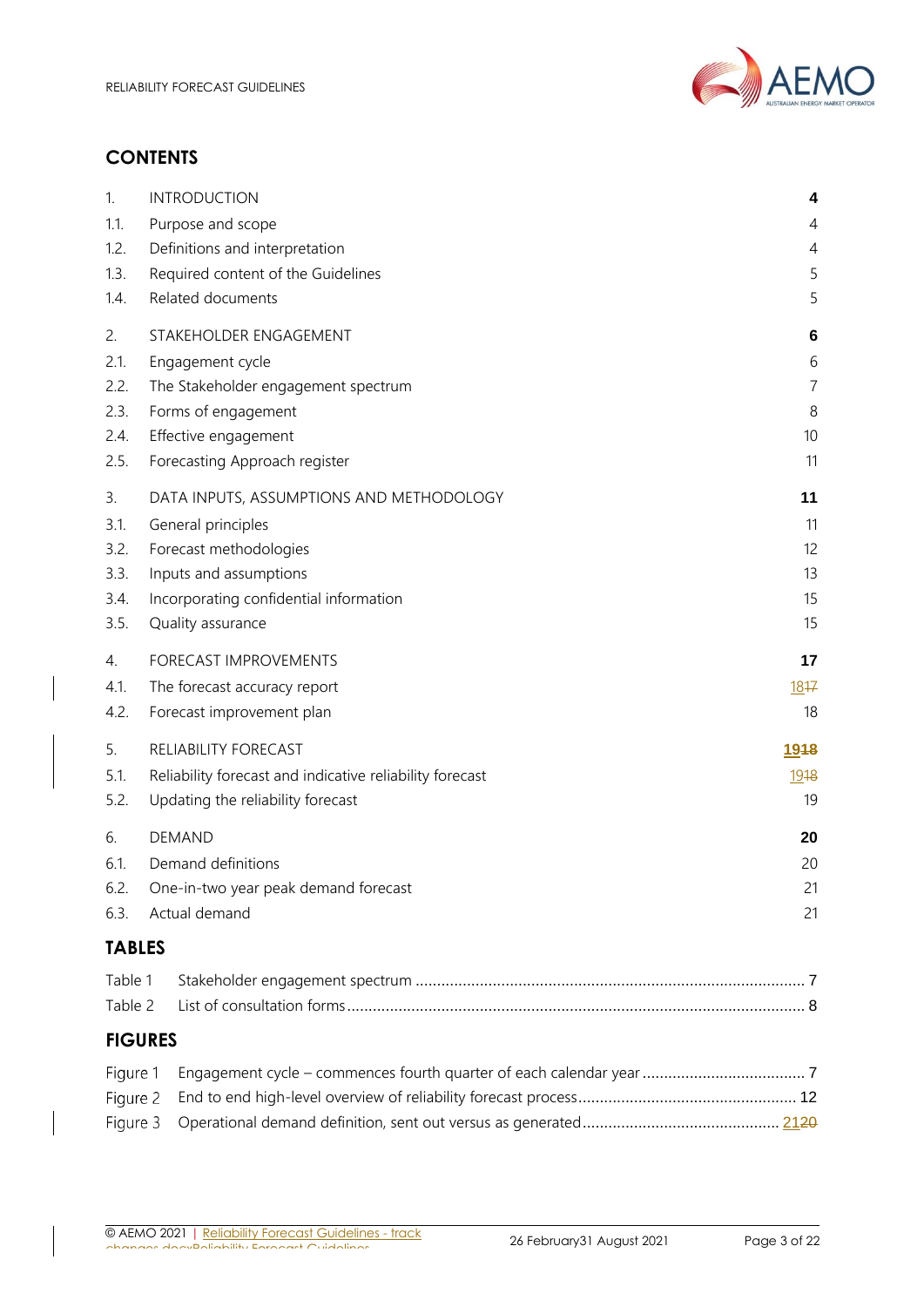## CONTENTS

| | | |
|---|---|---|
| 1. | INTRODUCTION | **4** |
| 1.1. | Purpose and scope | 4 |
| 1.2. | Definitions and interpretation | 4 |
| 1.3. | Required content of the Guidelines | 5 |
| 1.4. | Related documents | 5 |
| 2. | STAKEHOLDER ENGAGEMENT | **6** |
| 2.1. | Engagement cycle | 6 |
| 2.2. | The Stakeholder engagement spectrum | 7 |
| 2.3. | Forms of engagement | 8 |
| 2.4. | Effective engagement | 10 |
| 2.5. | Forecasting Approach register | 11 |
| 3. | DATA INPUTS, ASSUMPTIONS AND METHODOLOGY | **11** |
| 3.1. | General principles | 11 |
| 3.2. | Forecast methodologies | 12 |
| 3.3. | Inputs and assumptions | 13 |
| 3.4. | Incorporating confidential information | 15 |
| 3.5. | Quality assurance | 15 |
| 4. | FORECAST IMPROVEMENTS | **17** |
| 4.1. | The forecast accuracy report | 1817 |
| 4.2. | Forecast improvement plan | 18 |
| 5. | RELIABILITY FORECAST | **1918** |
| 5.1. | Reliability forecast and indicative reliability forecast | 1918 |
| 5.2. | Updating the reliability forecast | 19 |
| 6. | DEMAND | **20** |
| 6.1. | Demand definitions | 20 |
| 6.2. | One-in-two year peak demand forecast | 21 |
| 6.3. | Actual demand | 21 |

## TABLES

| | | |
|---|---|---|
| Table 1 | Stakeholder engagement spectrum | 7 |
| Table 2 | List of consultation forms | 8 |

## FIGURES

| | | |
|---|---|---|
| Figure 1 | Engagement cycle – commences fourth quarter of each calendar year | 7 |
| Figure 2 | End to end high-level overview of reliability forecast process | 12 |
| Figure 3 | Operational demand definition, sent out versus as generated | 2120 |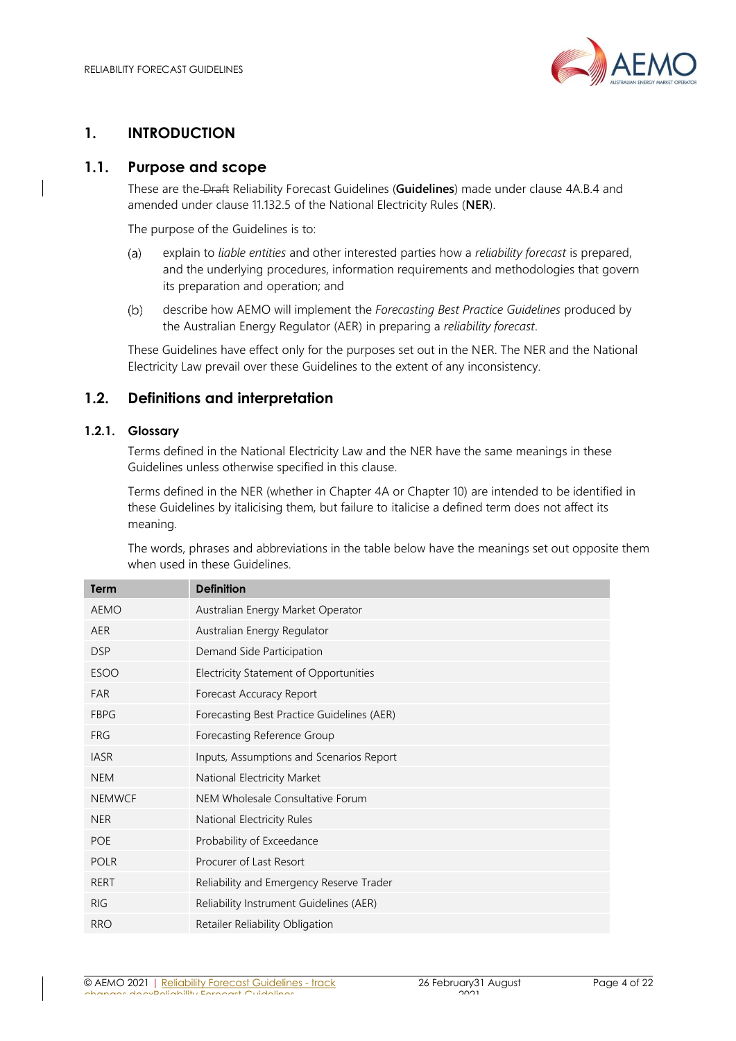# 1. INTRODUCTION

## 1.1. Purpose and scope

These are the ~~Draft~~ Reliability Forecast Guidelines (**Guidelines**) made under clause 4A.B.4 and amended under clause 11.132.5 of the National Electricity Rules (**NER**).

The purpose of the Guidelines is to:

(a) explain to *liable entities* and other interested parties how a *reliability forecast* is prepared, and the underlying procedures, information requirements and methodologies that govern its preparation and operation; and

(b) describe how AEMO will implement the *Forecasting Best Practice Guidelines* produced by the Australian Energy Regulator (AER) in preparing a *reliability forecast*.

These Guidelines have effect only for the purposes set out in the NER. The NER and the National Electricity Law prevail over these Guidelines to the extent of any inconsistency.

## 1.2. Definitions and interpretation

### 1.2.1. Glossary

Terms defined in the National Electricity Law and the NER have the same meanings in these Guidelines unless otherwise specified in this clause.

Terms defined in the NER (whether in Chapter 4A or Chapter 10) are intended to be identified in these Guidelines by italicising them, but failure to italicise a defined term does not affect its meaning.

The words, phrases and abbreviations in the table below have the meanings set out opposite them when used in these Guidelines.

| Term | Definition |
| --- | --- |
| AEMO | Australian Energy Market Operator |
| AER | Australian Energy Regulator |
| DSP | Demand Side Participation |
| ESOO | Electricity Statement of Opportunities |
| FAR | Forecast Accuracy Report |
| FBPG | Forecasting Best Practice Guidelines (AER) |
| FRG | Forecasting Reference Group |
| IASR | Inputs, Assumptions and Scenarios Report |
| NEM | National Electricity Market |
| NEMWCF | NEM Wholesale Consultative Forum |
| NER | National Electricity Rules |
| POE | Probability of Exceedance |
| POLR | Procurer of Last Resort |
| RERT | Reliability and Emergency Reserve Trader |
| RIG | Reliability Instrument Guidelines (AER) |
| RRO | Retailer Reliability Obligation |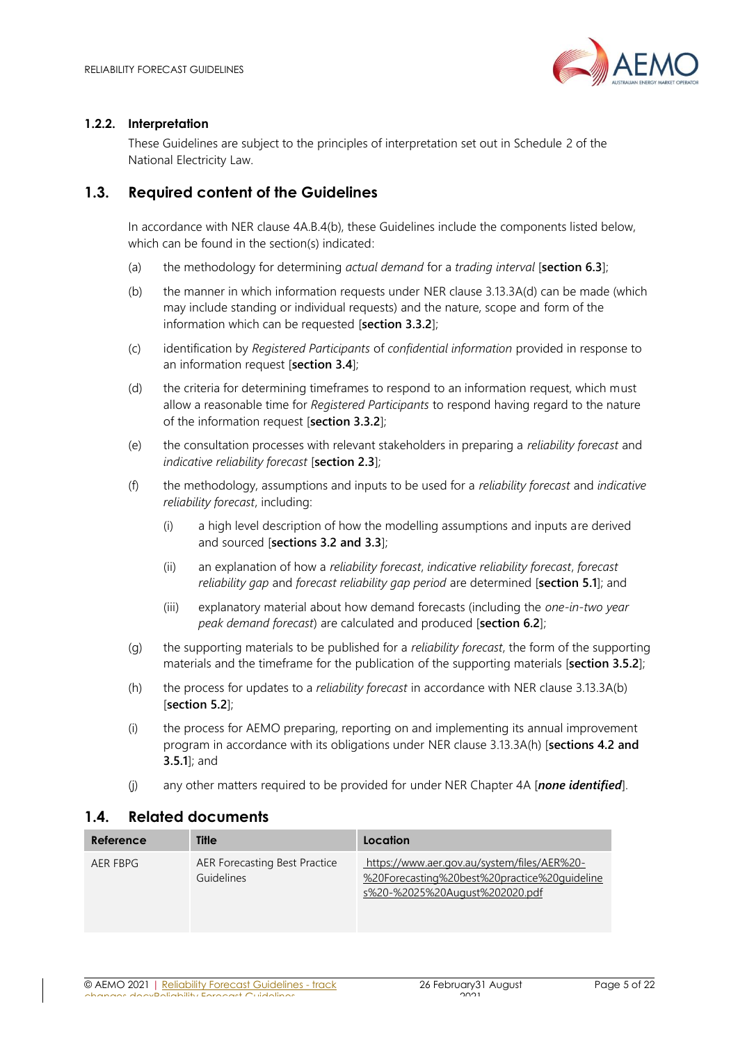### 1.2.2. Interpretation

These Guidelines are subject to the principles of interpretation set out in Schedule 2 of the National Electricity Law.

## 1.3. Required content of the Guidelines

In accordance with NER clause 4A.B.4(b), these Guidelines include the components listed below, which can be found in the section(s) indicated:

(a) the methodology for determining *actual demand* for a *trading interval* [**section 6.3**];

(b) the manner in which information requests under NER clause 3.13.3A(d) can be made (which may include standing or individual requests) and the nature, scope and form of the information which can be requested [**section 3.3.2**];

(c) identification by *Registered Participants* of *confidential information* provided in response to an information request [**section 3.4**];

(d) the criteria for determining timeframes to respond to an information request, which must allow a reasonable time for *Registered Participants* to respond having regard to the nature of the information request [**section 3.3.2**];

(e) the consultation processes with relevant stakeholders in preparing a *reliability forecast* and *indicative reliability forecast* [**section 2.3**];

(f) the methodology, assumptions and inputs to be used for a *reliability forecast* and *indicative reliability forecast*, including:

(i) a high level description of how the modelling assumptions and inputs are derived and sourced [**sections 3.2 and 3.3**];

(ii) an explanation of how a *reliability forecast*, *indicative reliability forecast*, *forecast reliability gap* and *forecast reliability gap period* are determined [**section 5.1**]; and

(iii) explanatory material about how demand forecasts (including the *one-in-two year peak demand forecast*) are calculated and produced [**section 6.2**];

(g) the supporting materials to be published for a *reliability forecast*, the form of the supporting materials and the timeframe for the publication of the supporting materials [**section 3.5.2**];

(h) the process for updates to a *reliability forecast* in accordance with NER clause 3.13.3A(b) [**section 5.2**];

(i) the process for AEMO preparing, reporting on and implementing its annual improvement program in accordance with its obligations under NER clause 3.13.3A(h) [**sections 4.2 and 3.5.1**]; and

(j) any other matters required to be provided for under NER Chapter 4A [***none identified***].

## 1.4. Related documents

| Reference | Title | Location |
|---|---|---|
| AER FBPG | AER Forecasting Best Practice Guidelines | https://www.aer.gov.au/system/files/AER%20-%20Forecasting%20best%20practice%20guidelines%20-%2025%20August%202020.pdf |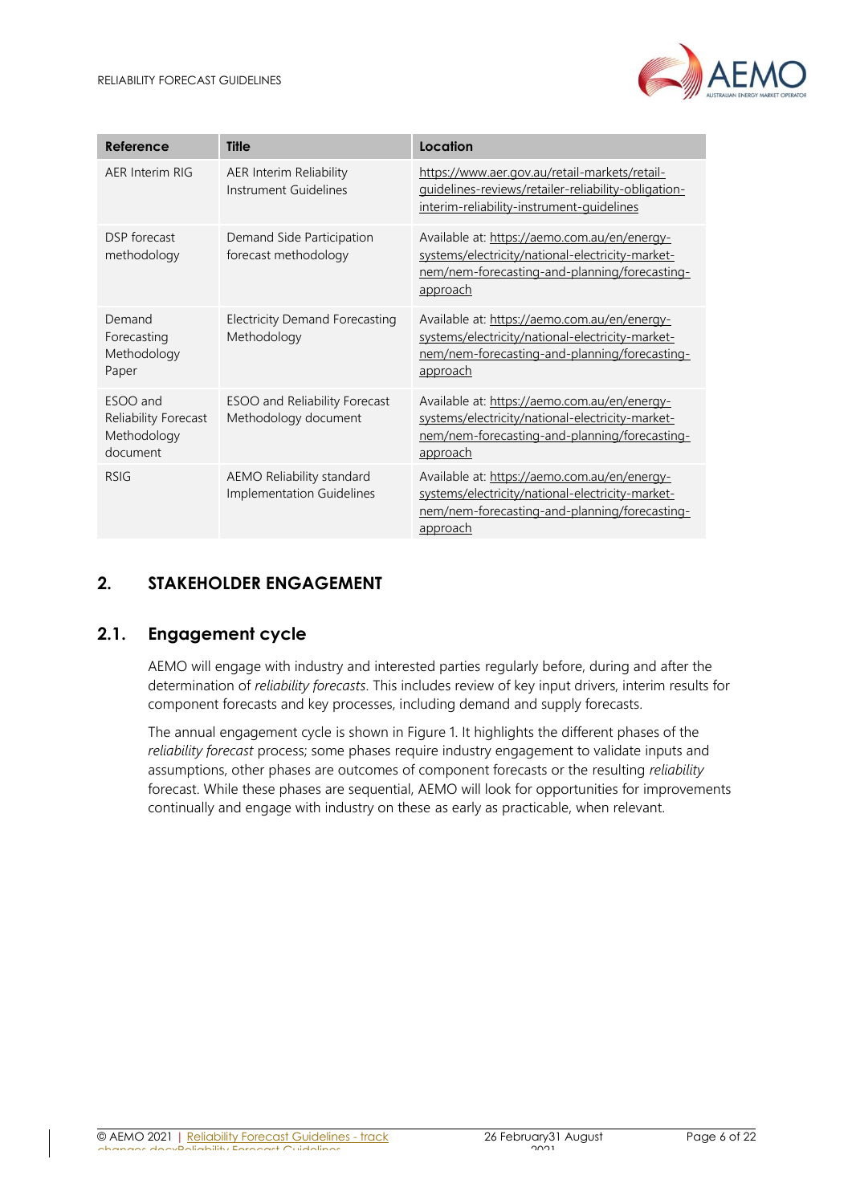| Reference | Title | Location |
| --- | --- | --- |
| AER Interim RIG | AER Interim Reliability Instrument Guidelines | https://www.aer.gov.au/retail-markets/retail-guidelines-reviews/retailer-reliability-obligation-interim-reliability-instrument-guidelines |
| DSP forecast methodology | Demand Side Participation forecast methodology | Available at: https://aemo.com.au/en/energy-systems/electricity/national-electricity-market-nem/nem-forecasting-and-planning/forecasting-approach |
| Demand Forecasting Methodology Paper | Electricity Demand Forecasting Methodology | Available at: https://aemo.com.au/en/energy-systems/electricity/national-electricity-market-nem/nem-forecasting-and-planning/forecasting-approach |
| ESOO and Reliability Forecast Methodology document | ESOO and Reliability Forecast Methodology document | Available at: https://aemo.com.au/en/energy-systems/electricity/national-electricity-market-nem/nem-forecasting-and-planning/forecasting-approach |
| RSIG | AEMO Reliability standard Implementation Guidelines | Available at: https://aemo.com.au/en/energy-systems/electricity/national-electricity-market-nem/nem-forecasting-and-planning/forecasting-approach |

# 2. STAKEHOLDER ENGAGEMENT

## 2.1. Engagement cycle

AEMO will engage with industry and interested parties regularly before, during and after the determination of *reliability forecasts*. This includes review of key input drivers, interim results for component forecasts and key processes, including demand and supply forecasts.

The annual engagement cycle is shown in Figure 1. It highlights the different phases of the *reliability forecast* process; some phases require industry engagement to validate inputs and assumptions, other phases are outcomes of component forecasts or the resulting *reliability* forecast. While these phases are sequential, AEMO will look for opportunities for improvements continually and engage with industry on these as early as practicable, when relevant.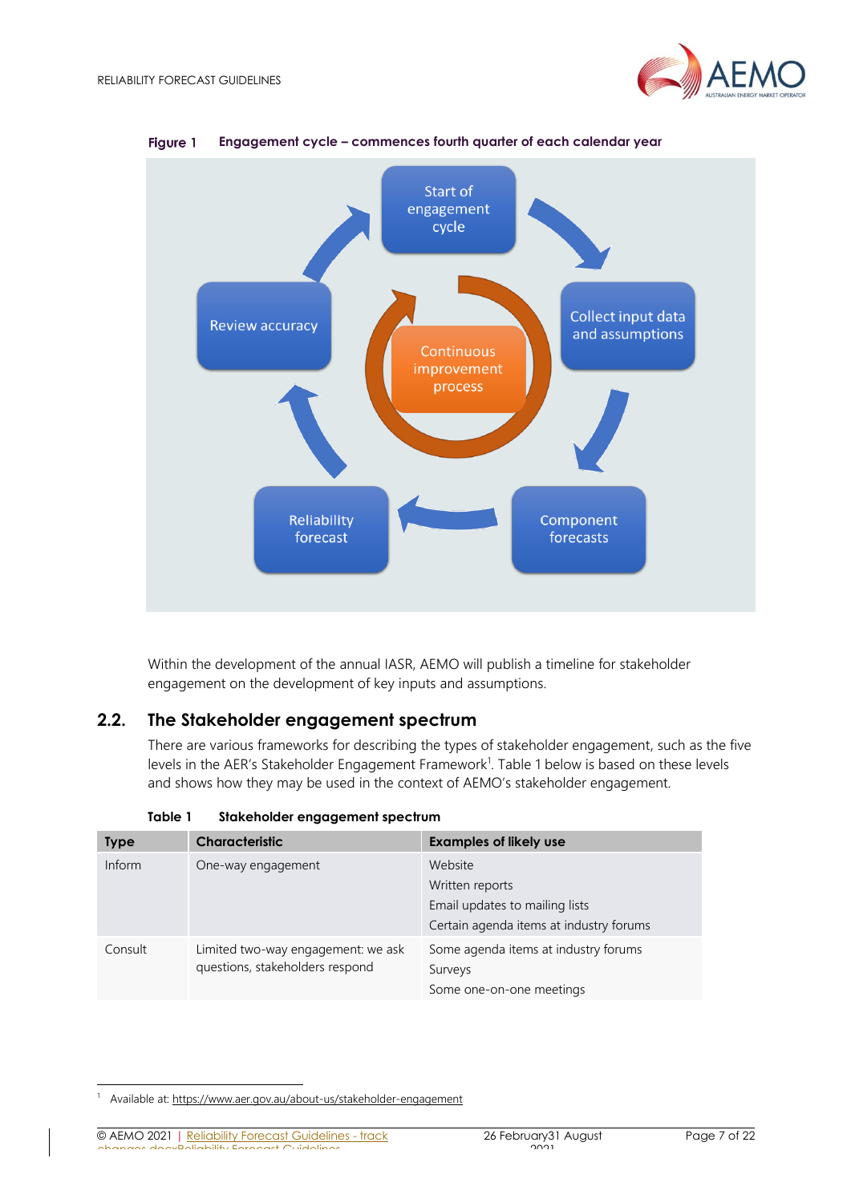Figure 1 Engagement cycle – commences fourth quarter of each calendar year

Start of engagement cycle → Collect input data and assumptions → Component forecasts → Reliability forecast → Review accuracy → Start of engagement cycle

Continuous improvement process

Within the development of the annual IASR, AEMO will publish a timeline for stakeholder engagement on the development of key inputs and assumptions.

## 2.2. The Stakeholder engagement spectrum

There are various frameworks for describing the types of stakeholder engagement, such as the five levels in the AER's Stakeholder Engagement Framework[1]. Table 1 below is based on these levels and shows how they may be used in the context of AEMO's stakeholder engagement.

Table 1 Stakeholder engagement spectrum

| Type | Characteristic | Examples of likely use |
|---|---|---|
| Inform | One-way engagement | Website<br>Written reports<br>Email updates to mailing lists<br>Certain agenda items at industry forums |
| Consult | Limited two-way engagement: we ask questions, stakeholders respond | Some agenda items at industry forums<br>Surveys<br>Some one-on-one meetings |

[1] Available at: https://www.aer.gov.au/about-us/stakeholder-engagement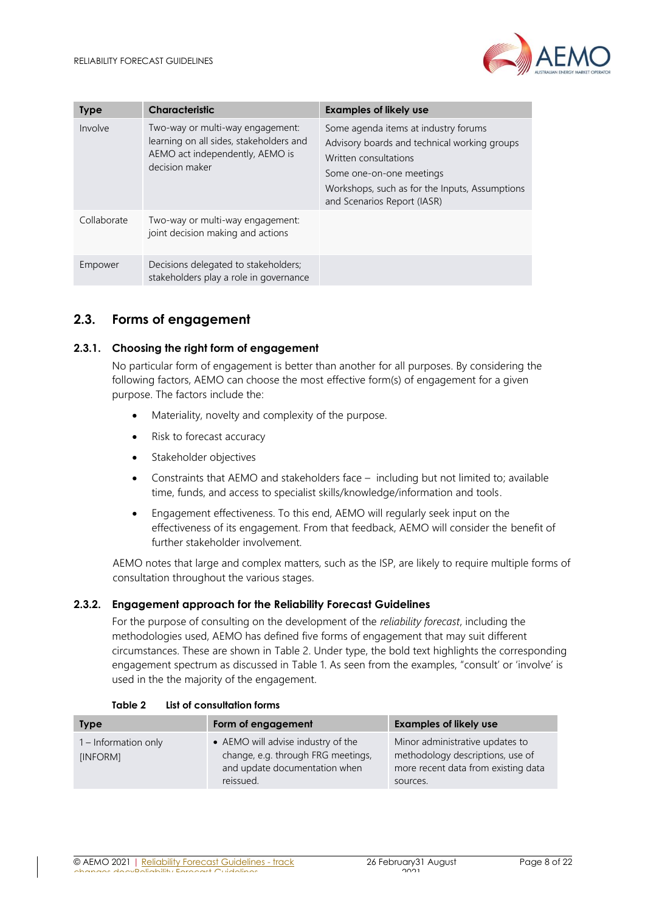| Type | Characteristic | Examples of likely use |
|---|---|---|
| Involve | Two-way or multi-way engagement: learning on all sides, stakeholders and AEMO act independently, AEMO is decision maker | Some agenda items at industry forums<br>Advisory boards and technical working groups<br>Written consultations<br>Some one-on-one meetings<br>Workshops, such as for the Inputs, Assumptions and Scenarios Report (IASR) |
| Collaborate | Two-way or multi-way engagement: joint decision making and actions | |
| Empower | Decisions delegated to stakeholders; stakeholders play a role in governance | |

## 2.3. Forms of engagement

### 2.3.1. Choosing the right form of engagement

No particular form of engagement is better than another for all purposes. By considering the following factors, AEMO can choose the most effective form(s) of engagement for a given purpose. The factors include the:

- Materiality, novelty and complexity of the purpose.
- Risk to forecast accuracy
- Stakeholder objectives
- Constraints that AEMO and stakeholders face – including but not limited to; available time, funds, and access to specialist skills/knowledge/information and tools.
- Engagement effectiveness. To this end, AEMO will regularly seek input on the effectiveness of its engagement. From that feedback, AEMO will consider the benefit of further stakeholder involvement.

AEMO notes that large and complex matters, such as the ISP, are likely to require multiple forms of consultation throughout the various stages.

### 2.3.2. Engagement approach for the Reliability Forecast Guidelines

For the purpose of consulting on the development of the *reliability forecast*, including the methodologies used, AEMO has defined five forms of engagement that may suit different circumstances. These are shown in Table 2. Under type, the bold text highlights the corresponding engagement spectrum as discussed in Table 1. As seen from the examples, "consult' or 'involve' is used in the the majority of the engagement.

**Table 2 List of consultation forms**

| Type | Form of engagement | Examples of likely use |
|---|---|---|
| 1 – Information only [INFORM] | • AEMO will advise industry of the change, e.g. through FRG meetings, and update documentation when reissued. | Minor administrative updates to methodology descriptions, use of more recent data from existing data sources. |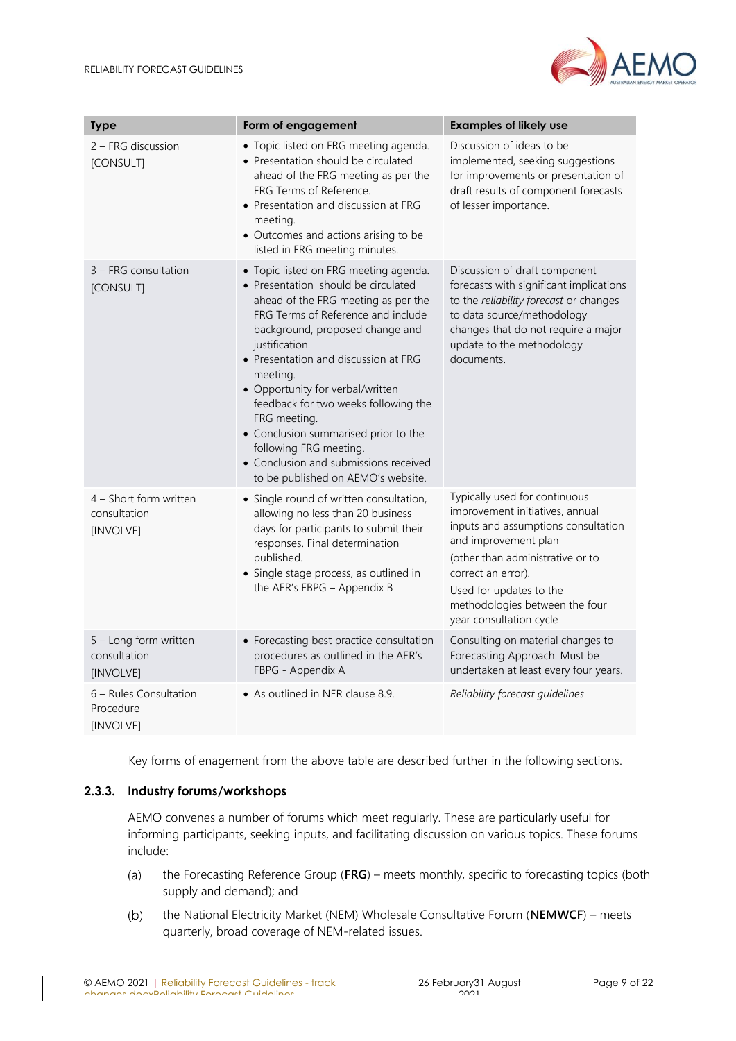| Type | Form of engagement | Examples of likely use |
| --- | --- | --- |
| 2 – FRG discussion [CONSULT] | • Topic listed on FRG meeting agenda.<br>• Presentation should be circulated ahead of the FRG meeting as per the FRG Terms of Reference.<br>• Presentation and discussion at FRG meeting.<br>• Outcomes and actions arising to be listed in FRG meeting minutes. | Discussion of ideas to be implemented, seeking suggestions for improvements or presentation of draft results of component forecasts of lesser importance. |
| 3 – FRG consultation [CONSULT] | • Topic listed on FRG meeting agenda.<br>• Presentation should be circulated ahead of the FRG meeting as per the FRG Terms of Reference and include background, proposed change and justification.<br>• Presentation and discussion at FRG meeting.<br>• Opportunity for verbal/written feedback for two weeks following the FRG meeting.<br>• Conclusion summarised prior to the following FRG meeting.<br>• Conclusion and submissions received to be published on AEMO's website. | Discussion of draft component forecasts with significant implications to the *reliability forecast* or changes to data source/methodology changes that do not require a major update to the methodology documents. |
| 4 – Short form written consultation [INVOLVE] | • Single round of written consultation, allowing no less than 20 business days for participants to submit their responses. Final determination published.<br>• Single stage process, as outlined in the AER's FBPG – Appendix B | Typically used for continuous improvement initiatives, annual inputs and assumptions consultation and improvement plan (other than administrative or to correct an error).<br>Used for updates to the methodologies between the four year consultation cycle |
| 5 – Long form written consultation [INVOLVE] | • Forecasting best practice consultation procedures as outlined in the AER's FBPG - Appendix A | Consulting on material changes to Forecasting Approach. Must be undertaken at least every four years. |
| 6 – Rules Consultation Procedure [INVOLVE] | • As outlined in NER clause 8.9. | *Reliability forecast guidelines* |

Key forms of enagement from the above table are described further in the following sections.

### 2.3.3. Industry forums/workshops

AEMO convenes a number of forums which meet regularly. These are particularly useful for informing participants, seeking inputs, and facilitating discussion on various topics. These forums include:

(a) the Forecasting Reference Group (**FRG**) – meets monthly, specific to forecasting topics (both supply and demand); and

(b) the National Electricity Market (NEM) Wholesale Consultative Forum (**NEMWCF**) – meets quarterly, broad coverage of NEM-related issues.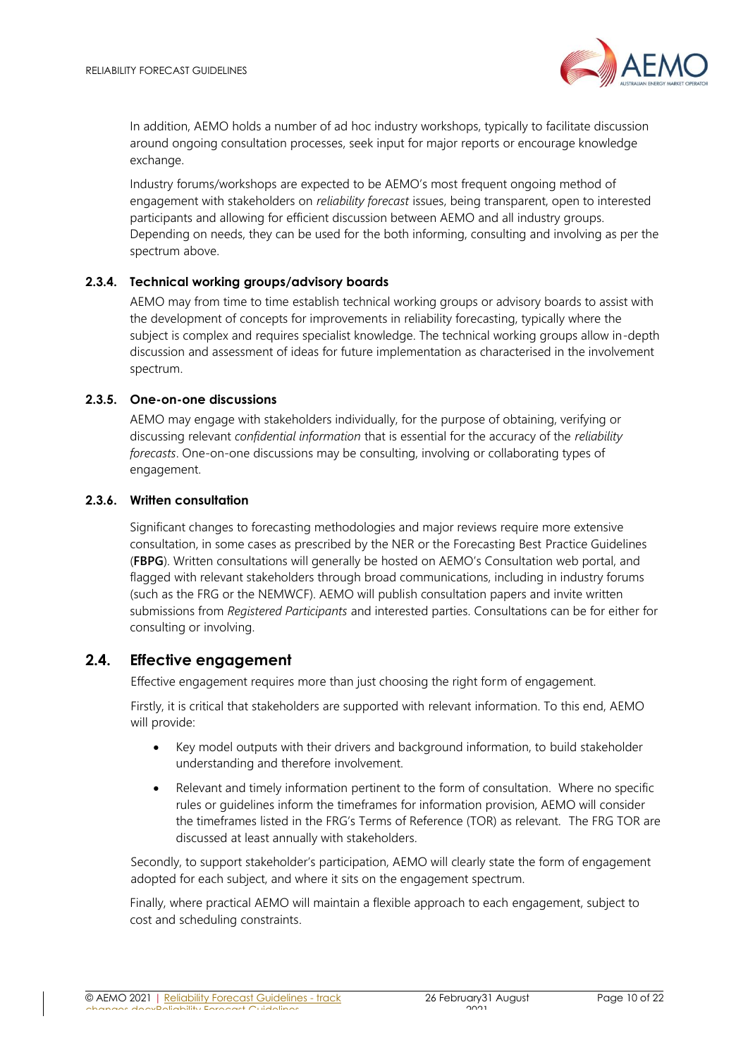In addition, AEMO holds a number of ad hoc industry workshops, typically to facilitate discussion around ongoing consultation processes, seek input for major reports or encourage knowledge exchange.

Industry forums/workshops are expected to be AEMO's most frequent ongoing method of engagement with stakeholders on *reliability forecast* issues, being transparent, open to interested participants and allowing for efficient discussion between AEMO and all industry groups. Depending on needs, they can be used for the both informing, consulting and involving as per the spectrum above.

### 2.3.4. Technical working groups/advisory boards

AEMO may from time to time establish technical working groups or advisory boards to assist with the development of concepts for improvements in reliability forecasting, typically where the subject is complex and requires specialist knowledge. The technical working groups allow in-depth discussion and assessment of ideas for future implementation as characterised in the involvement spectrum.

### 2.3.5. One-on-one discussions

AEMO may engage with stakeholders individually, for the purpose of obtaining, verifying or discussing relevant *confidential information* that is essential for the accuracy of the *reliability forecasts*. One-on-one discussions may be consulting, involving or collaborating types of engagement.

### 2.3.6. Written consultation

Significant changes to forecasting methodologies and major reviews require more extensive consultation, in some cases as prescribed by the NER or the Forecasting Best Practice Guidelines (**FBPG**). Written consultations will generally be hosted on AEMO's Consultation web portal, and flagged with relevant stakeholders through broad communications, including in industry forums (such as the FRG or the NEMWCF). AEMO will publish consultation papers and invite written submissions from *Registered Participants* and interested parties. Consultations can be for either for consulting or involving.

## 2.4. Effective engagement

Effective engagement requires more than just choosing the right form of engagement.

Firstly, it is critical that stakeholders are supported with relevant information. To this end, AEMO will provide:

- Key model outputs with their drivers and background information, to build stakeholder understanding and therefore involvement.
- Relevant and timely information pertinent to the form of consultation. Where no specific rules or guidelines inform the timeframes for information provision, AEMO will consider the timeframes listed in the FRG's Terms of Reference (TOR) as relevant. The FRG TOR are discussed at least annually with stakeholders.

Secondly, to support stakeholder's participation, AEMO will clearly state the form of engagement adopted for each subject, and where it sits on the engagement spectrum.

Finally, where practical AEMO will maintain a flexible approach to each engagement, subject to cost and scheduling constraints.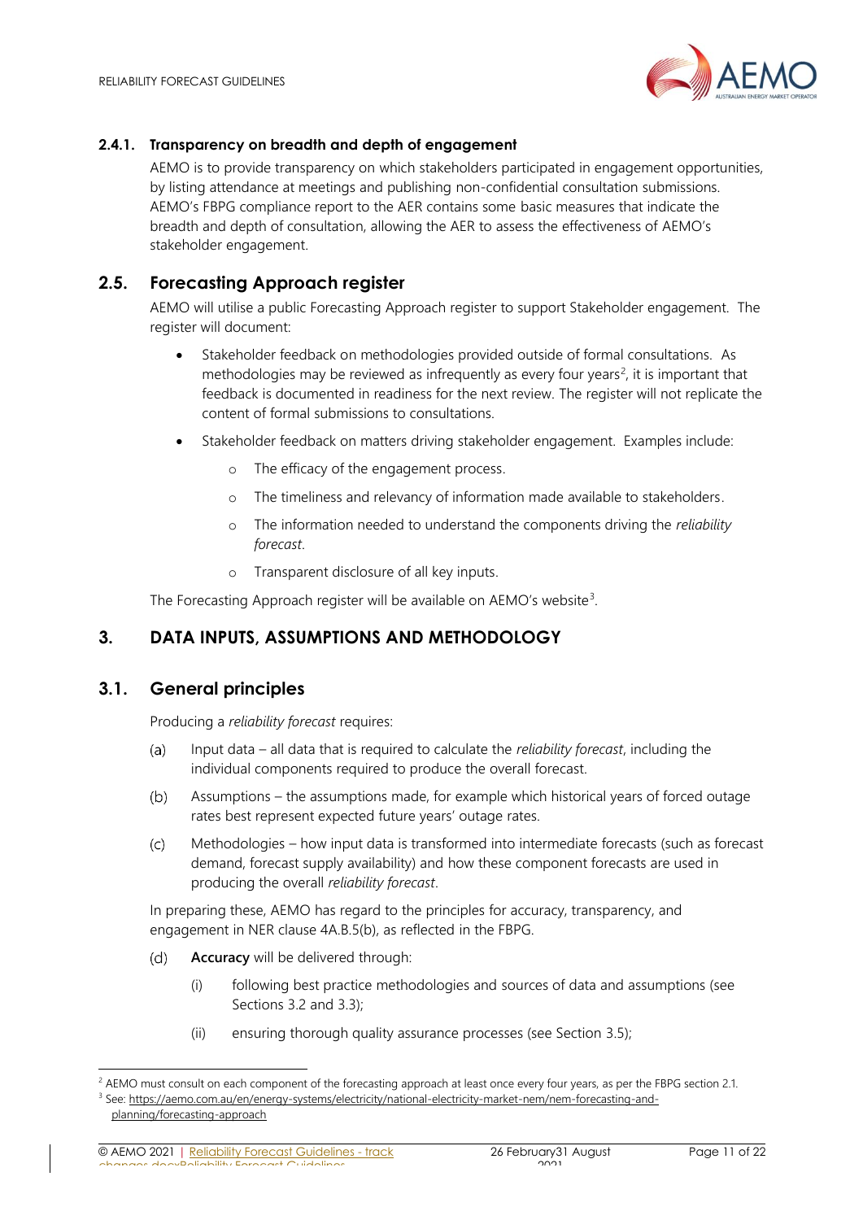#### 2.4.1. Transparency on breadth and depth of engagement

AEMO is to provide transparency on which stakeholders participated in engagement opportunities, by listing attendance at meetings and publishing non-confidential consultation submissions. AEMO's FBPG compliance report to the AER contains some basic measures that indicate the breadth and depth of consultation, allowing the AER to assess the effectiveness of AEMO's stakeholder engagement.

### 2.5. Forecasting Approach register

AEMO will utilise a public Forecasting Approach register to support Stakeholder engagement. The register will document:

- Stakeholder feedback on methodologies provided outside of formal consultations. As methodologies may be reviewed as infrequently as every four years[2], it is important that feedback is documented in readiness for the next review. The register will not replicate the content of formal submissions to consultations.
- Stakeholder feedback on matters driving stakeholder engagement. Examples include:
  - The efficacy of the engagement process.
  - The timeliness and relevancy of information made available to stakeholders.
  - The information needed to understand the components driving the *reliability forecast*.
  - Transparent disclosure of all key inputs.

The Forecasting Approach register will be available on AEMO's website[3].

## 3. DATA INPUTS, ASSUMPTIONS AND METHODOLOGY

### 3.1. General principles

Producing a *reliability forecast* requires:

(a) Input data – all data that is required to calculate the *reliability forecast*, including the individual components required to produce the overall forecast.

(b) Assumptions – the assumptions made, for example which historical years of forced outage rates best represent expected future years' outage rates.

(c) Methodologies – how input data is transformed into intermediate forecasts (such as forecast demand, forecast supply availability) and how these component forecasts are used in producing the overall *reliability forecast*.

In preparing these, AEMO has regard to the principles for accuracy, transparency, and engagement in NER clause 4A.B.5(b), as reflected in the FBPG.

(d) **Accuracy** will be delivered through:

(i) following best practice methodologies and sources of data and assumptions (see Sections 3.2 and 3.3);

(ii) ensuring thorough quality assurance processes (see Section 3.5);

---

[2] AEMO must consult on each component of the forecasting approach at least once every four years, as per the FBPG section 2.1.

[3] See: https://aemo.com.au/en/energy-systems/electricity/national-electricity-market-nem/nem-forecasting-and-planning/forecasting-approach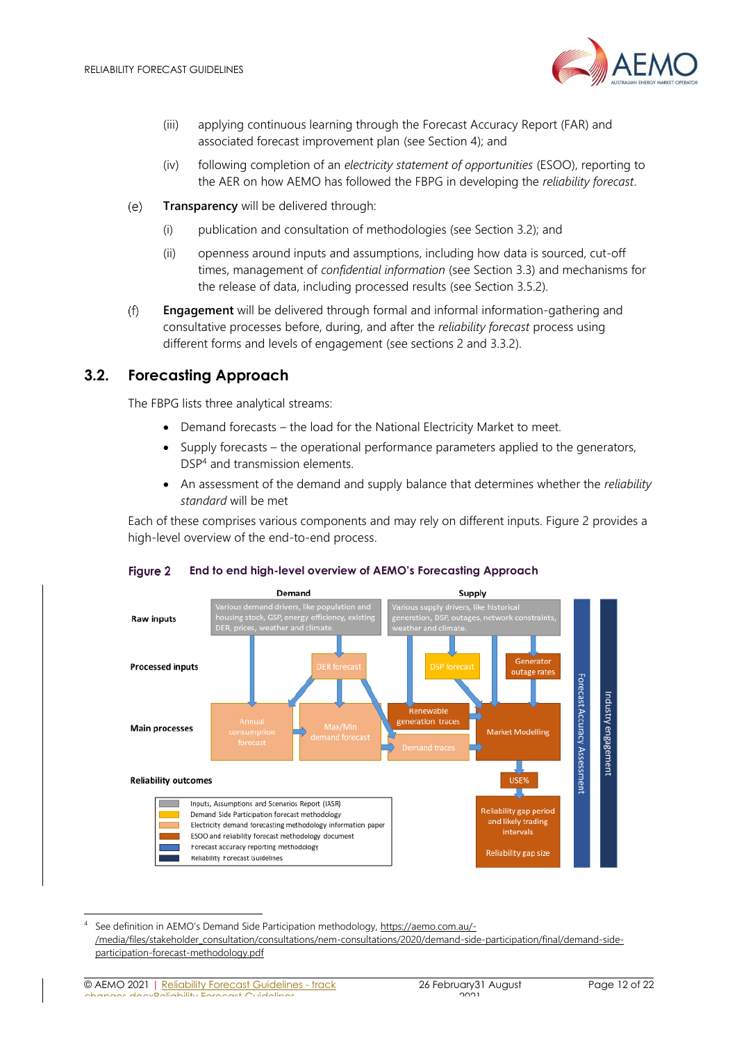(iii) applying continuous learning through the Forecast Accuracy Report (FAR) and associated forecast improvement plan (see Section 4); and

(iv) following completion of an *electricity statement of opportunities* (ESOO), reporting to the AER on how AEMO has followed the FBPG in developing the *reliability forecast*.

(e) **Transparency** will be delivered through:

(i) publication and consultation of methodologies (see Section 3.2); and

(ii) openness around inputs and assumptions, including how data is sourced, cut-off times, management of *confidential information* (see Section 3.3) and mechanisms for the release of data, including processed results (see Section 3.5.2).

(f) **Engagement** will be delivered through formal and informal information-gathering and consultative processes before, during, and after the *reliability forecast* process using different forms and levels of engagement (see sections 2 and 3.3.2).

## 3.2. Forecasting Approach

The FBPG lists three analytical streams:

- Demand forecasts – the load for the National Electricity Market to meet.
- Supply forecasts – the operational performance parameters applied to the generators, DSP[4] and transmission elements.
- An assessment of the demand and supply balance that determines whether the *reliability standard* will be met

Each of these comprises various components and may rely on different inputs. Figure 2 provides a high-level overview of the end-to-end process.

**Figure 2 End to end high-level overview of AEMO's Forecasting Approach**

Demand | Supply

Raw inputs: Various demand drivers, like population and housing stock, GSP, energy efficiency, existing DER, prices, weather and climate. | Various supply drivers, like historical generation, DSP, outages, network constraints, weather and climate.

Processed inputs: DER forecast | DSP forecast | Generator outage rates

Main processes: Annual consumption forecast | Max/Min demand forecast | Renewable generation traces | Demand traces | Market Modelling

Reliability outcomes: USE% | Reliability gap period and likely trading intervals | Reliability gap size

Forecast Accuracy Assessment

Industry engagement

Legend:
- Inputs, Assumptions and Scenarios Report (IASR)
- Demand Side Participation forecast methodology
- Electricity demand forecasting methodology information paper
- ESOO and reliability forecast methodology document
- Forecast accuracy reporting methodology
- Reliability Forecast Guidelines

---

[4] See definition in AEMO's Demand Side Participation methodology, https://aemo.com.au/-/media/files/stakeholder_consultation/consultations/nem-consultations/2020/demand-side-participation/final/demand-side-participation-forecast-methodology.pdf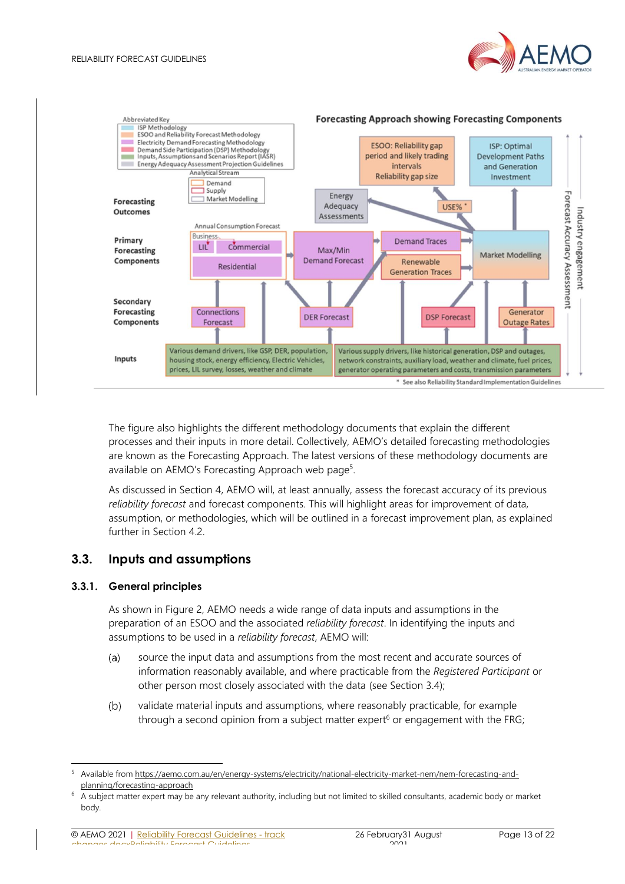Abbreviated Key

- ISP Methodology
- ESOO and Reliability Forecast Methodology
- Electricity Demand Forecasting Methodology
- Demand Side Participation (DSP) Methodology
- Inputs, Assumptions and Scenarios Report (IASR)
- Energy Adequacy Assessment Projection Guidelines

Analytical Stream

- Demand
- Supply
- Market Modelling

**Forecasting Approach showing Forecasting Components**

| | |
|---|---|
| **Forecasting Outcomes** | ESOO: Reliability gap period and likely trading intervals Reliability gap size; ISP: Optimal Development Paths and Generation Investment; Energy Adequacy Assessments; USE% * |
| **Primary Forecasting Components** | Annual Consumption Forecast (Business: LIL, Commercial; Residential); Max/Min Demand Forecast; Demand Traces; Renewable Generation Traces; Market Modelling |
| **Secondary Forecasting Components** | Connections Forecast; DER Forecast; DSP Forecast; Generator Outage Rates |
| **Inputs** | Various demand drivers, like GSP, DER, population, housing stock, energy efficiency, Electric Vehicles, prices, LIL survey, losses, weather and climate; Various supply drivers, like historical generation, DSP and outages, network constraints, auxiliary load, weather and climate, fuel prices, generator operating parameters and costs, transmission parameters |

Forecast Accuracy Assessment | Industry engagement

\* See also Reliability Standard Implementation Guidelines

The figure also highlights the different methodology documents that explain the different processes and their inputs in more detail. Collectively, AEMO's detailed forecasting methodologies are known as the Forecasting Approach. The latest versions of these methodology documents are available on AEMO's Forecasting Approach web page[5].

As discussed in Section 4, AEMO will, at least annually, assess the forecast accuracy of its previous *reliability forecast* and forecast components. This will highlight areas for improvement of data, assumption, or methodologies, which will be outlined in a forecast improvement plan, as explained further in Section 4.2.

## 3.3. Inputs and assumptions

### 3.3.1. General principles

As shown in Figure 2, AEMO needs a wide range of data inputs and assumptions in the preparation of an ESOO and the associated *reliability forecast*. In identifying the inputs and assumptions to be used in a *reliability forecast*, AEMO will:

(a) source the input data and assumptions from the most recent and accurate sources of information reasonably available, and where practicable from the *Registered Participant* or other person most closely associated with the data (see Section 3.4);

(b) validate material inputs and assumptions, where reasonably practicable, for example through a second opinion from a subject matter expert[6] or engagement with the FRG;

---

[5] Available from https://aemo.com.au/en/energy-systems/electricity/national-electricity-market-nem/nem-forecasting-and-planning/forecasting-approach

[6] A subject matter expert may be any relevant authority, including but not limited to skilled consultants, academic body or market body.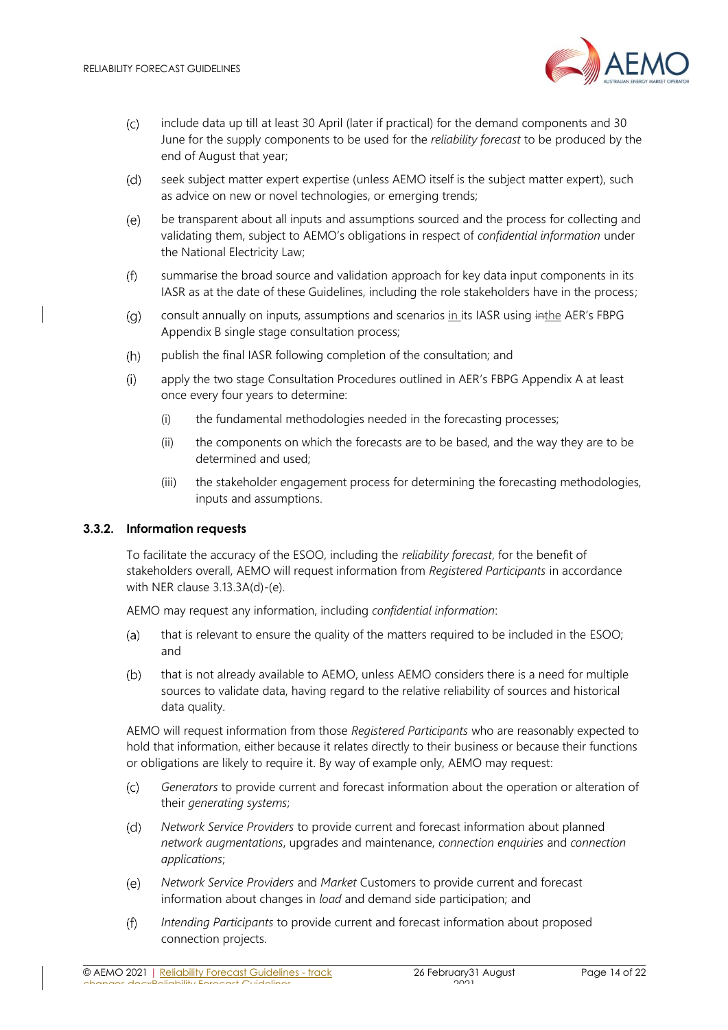(c) include data up till at least 30 April (later if practical) for the demand components and 30 June for the supply components to be used for the *reliability forecast* to be produced by the end of August that year;

(d) seek subject matter expert expertise (unless AEMO itself is the subject matter expert), such as advice on new or novel technologies, or emerging trends;

(e) be transparent about all inputs and assumptions sourced and the process for collecting and validating them, subject to AEMO's obligations in respect of *confidential information* under the National Electricity Law;

(f) summarise the broad source and validation approach for key data input components in its IASR as at the date of these Guidelines, including the role stakeholders have in the process;

(g) consult annually on inputs, assumptions and scenarios in its IASR using inthe AER's FBPG Appendix B single stage consultation process;

(h) publish the final IASR following completion of the consultation; and

(i) apply the two stage Consultation Procedures outlined in AER's FBPG Appendix A at least once every four years to determine:

  (i) the fundamental methodologies needed in the forecasting processes;

  (ii) the components on which the forecasts are to be based, and the way they are to be determined and used;

  (iii) the stakeholder engagement process for determining the forecasting methodologies, inputs and assumptions.

### 3.3.2. Information requests

To facilitate the accuracy of the ESOO, including the *reliability forecast*, for the benefit of stakeholders overall, AEMO will request information from *Registered Participants* in accordance with NER clause 3.13.3A(d)-(e).

AEMO may request any information, including *confidential information*:

(a) that is relevant to ensure the quality of the matters required to be included in the ESOO; and

(b) that is not already available to AEMO, unless AEMO considers there is a need for multiple sources to validate data, having regard to the relative reliability of sources and historical data quality.

AEMO will request information from those *Registered Participants* who are reasonably expected to hold that information, either because it relates directly to their business or because their functions or obligations are likely to require it. By way of example only, AEMO may request:

(c) *Generators* to provide current and forecast information about the operation or alteration of their *generating systems*;

(d) *Network Service Providers* to provide current and forecast information about planned *network augmentations*, upgrades and maintenance, *connection enquiries* and *connection applications*;

(e) *Network Service Providers* and *Market* Customers to provide current and forecast information about changes in *load* and demand side participation; and

(f) *Intending Participants* to provide current and forecast information about proposed connection projects.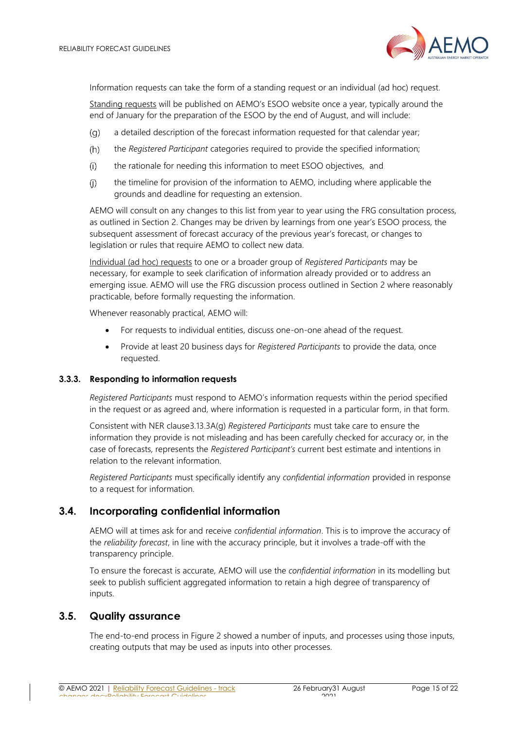Information requests can take the form of a standing request or an individual (ad hoc) request.

Standing requests will be published on AEMO's ESOO website once a year, typically around the end of January for the preparation of the ESOO by the end of August, and will include:

(g) a detailed description of the forecast information requested for that calendar year;

(h) the *Registered Participant* categories required to provide the specified information;

(i) the rationale for needing this information to meet ESOO objectives, and

(j) the timeline for provision of the information to AEMO, including where applicable the grounds and deadline for requesting an extension.

AEMO will consult on any changes to this list from year to year using the FRG consultation process, as outlined in Section 2. Changes may be driven by learnings from one year's ESOO process, the subsequent assessment of forecast accuracy of the previous year's forecast, or changes to legislation or rules that require AEMO to collect new data.

Individual (ad hoc) requests to one or a broader group of *Registered Participants* may be necessary, for example to seek clarification of information already provided or to address an emerging issue. AEMO will use the FRG discussion process outlined in Section 2 where reasonably practicable, before formally requesting the information.

Whenever reasonably practical, AEMO will:

- For requests to individual entities, discuss one-on-one ahead of the request.
- Provide at least 20 business days for *Registered Participants* to provide the data, once requested.

### 3.3.3. Responding to information requests

*Registered Participants* must respond to AEMO's information requests within the period specified in the request or as agreed and, where information is requested in a particular form, in that form.

Consistent with NER clause3.13.3A(g) *Registered Participants* must take care to ensure the information they provide is not misleading and has been carefully checked for accuracy or, in the case of forecasts, represents the *Registered Participant's* current best estimate and intentions in relation to the relevant information.

*Registered Participants* must specifically identify any *confidential information* provided in response to a request for information.

## 3.4. Incorporating confidential information

AEMO will at times ask for and receive *confidential information*. This is to improve the accuracy of the *reliability forecast*, in line with the accuracy principle, but it involves a trade-off with the transparency principle.

To ensure the forecast is accurate, AEMO will use the *confidential information* in its modelling but seek to publish sufficient aggregated information to retain a high degree of transparency of inputs.

## 3.5. Quality assurance

The end-to-end process in Figure 2 showed a number of inputs, and processes using those inputs, creating outputs that may be used as inputs into other processes.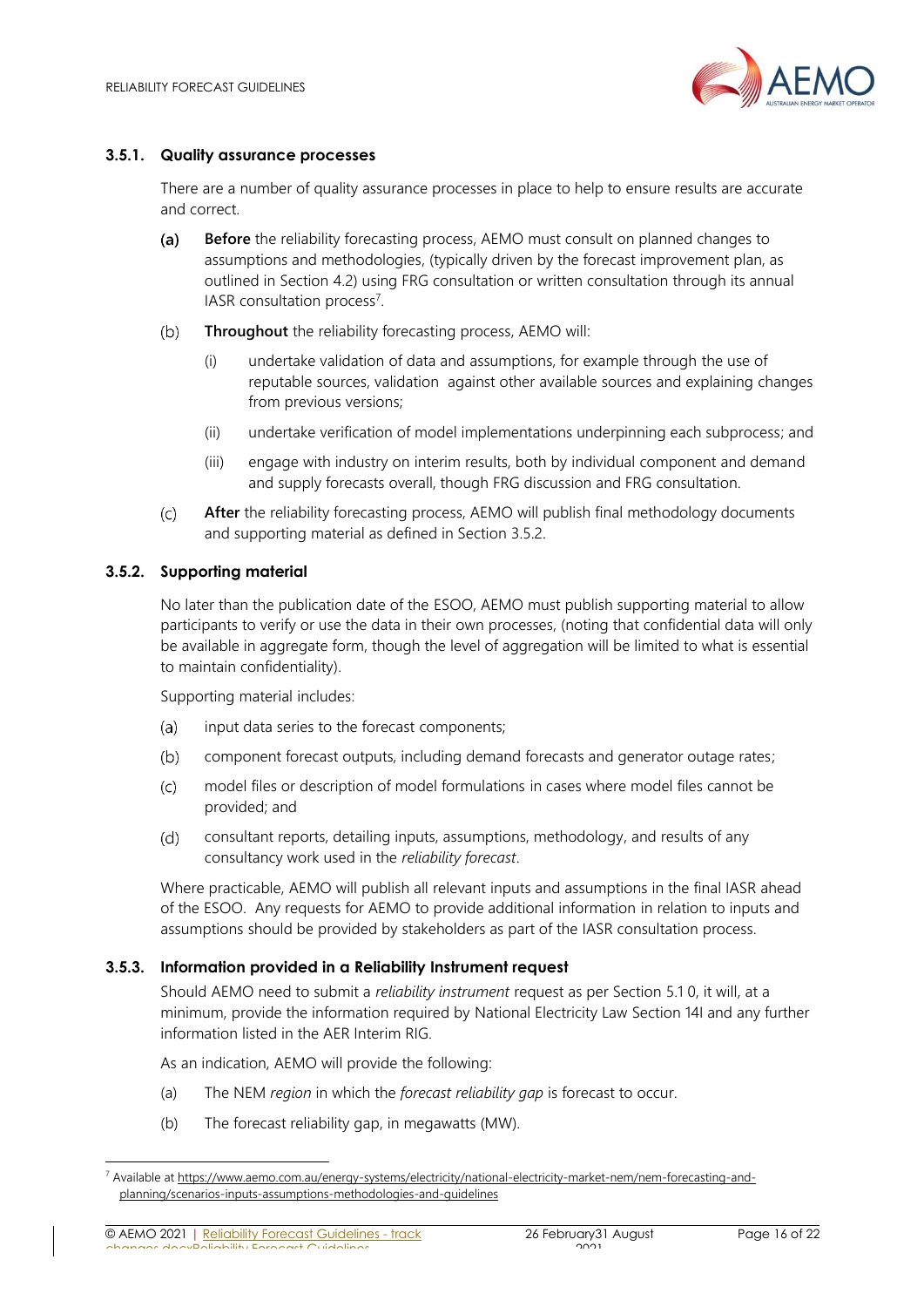### 3.5.1. Quality assurance processes

There are a number of quality assurance processes in place to help to ensure results are accurate and correct.

(a) **Before** the reliability forecasting process, AEMO must consult on planned changes to assumptions and methodologies, (typically driven by the forecast improvement plan, as outlined in Section 4.2) using FRG consultation or written consultation through its annual IASR consultation process[7].

(b) **Throughout** the reliability forecasting process, AEMO will:

(i) undertake validation of data and assumptions, for example through the use of reputable sources, validation against other available sources and explaining changes from previous versions;

(ii) undertake verification of model implementations underpinning each subprocess; and

(iii) engage with industry on interim results, both by individual component and demand and supply forecasts overall, though FRG discussion and FRG consultation.

(c) **After** the reliability forecasting process, AEMO will publish final methodology documents and supporting material as defined in Section 3.5.2.

### 3.5.2. Supporting material

No later than the publication date of the ESOO, AEMO must publish supporting material to allow participants to verify or use the data in their own processes, (noting that confidential data will only be available in aggregate form, though the level of aggregation will be limited to what is essential to maintain confidentiality).

Supporting material includes:

(a) input data series to the forecast components;

(b) component forecast outputs, including demand forecasts and generator outage rates;

(c) model files or description of model formulations in cases where model files cannot be provided; and

(d) consultant reports, detailing inputs, assumptions, methodology, and results of any consultancy work used in the *reliability forecast*.

Where practicable, AEMO will publish all relevant inputs and assumptions in the final IASR ahead of the ESOO. Any requests for AEMO to provide additional information in relation to inputs and assumptions should be provided by stakeholders as part of the IASR consultation process.

### 3.5.3. Information provided in a Reliability Instrument request

Should AEMO need to submit a *reliability instrument* request as per Section 5.1 0, it will, at a minimum, provide the information required by National Electricity Law Section 14I and any further information listed in the AER Interim RIG.

As an indication, AEMO will provide the following:

(a) The NEM *region* in which the *forecast reliability gap* is forecast to occur.

(b) The forecast reliability gap, in megawatts (MW).

---

[7] Available at https://www.aemo.com.au/energy-systems/electricity/national-electricity-market-nem/nem-forecasting-and-planning/scenarios-inputs-assumptions-methodologies-and-guidelines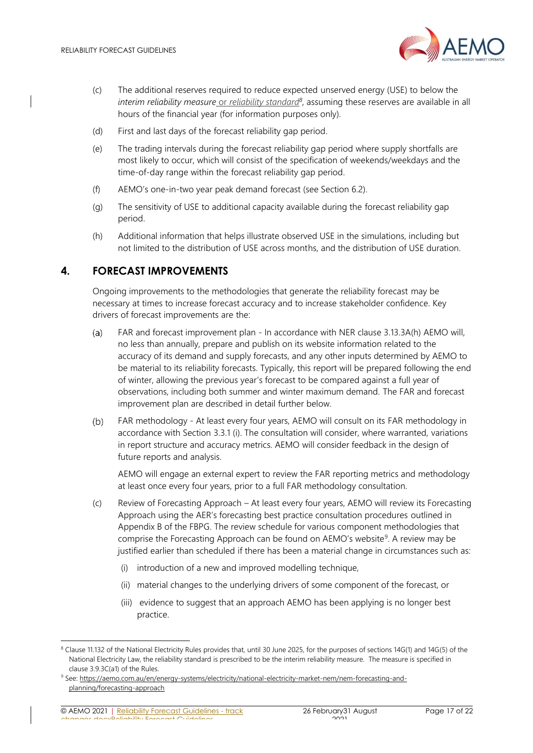(c) The additional reserves required to reduce expected unserved energy (USE) to below the *interim reliability measure* or *reliability standard*[8], assuming these reserves are available in all hours of the financial year (for information purposes only).

(d) First and last days of the forecast reliability gap period.

(e) The trading intervals during the forecast reliability gap period where supply shortfalls are most likely to occur, which will consist of the specification of weekends/weekdays and the time-of-day range within the forecast reliability gap period.

(f) AEMO's one-in-two year peak demand forecast (see Section 6.2).

(g) The sensitivity of USE to additional capacity available during the forecast reliability gap period.

(h) Additional information that helps illustrate observed USE in the simulations, including but not limited to the distribution of USE across months, and the distribution of USE duration.

## 4. FORECAST IMPROVEMENTS

Ongoing improvements to the methodologies that generate the reliability forecast may be necessary at times to increase forecast accuracy and to increase stakeholder confidence. Key drivers of forecast improvements are the:

(a) FAR and forecast improvement plan - In accordance with NER clause 3.13.3A(h) AEMO will, no less than annually, prepare and publish on its website information related to the accuracy of its demand and supply forecasts, and any other inputs determined by AEMO to be material to its reliability forecasts. Typically, this report will be prepared following the end of winter, allowing the previous year's forecast to be compared against a full year of observations, including both summer and winter maximum demand. The FAR and forecast improvement plan are described in detail further below.

(b) FAR methodology - At least every four years, AEMO will consult on its FAR methodology in accordance with Section 3.3.1 (i). The consultation will consider, where warranted, variations in report structure and accuracy metrics. AEMO will consider feedback in the design of future reports and analysis.

AEMO will engage an external expert to review the FAR reporting metrics and methodology at least once every four years, prior to a full FAR methodology consultation.

(c) Review of Forecasting Approach – At least every four years, AEMO will review its Forecasting Approach using the AER's forecasting best practice consultation procedures outlined in Appendix B of the FBPG. The review schedule for various component methodologies that comprise the Forecasting Approach can be found on AEMO's website[9]. A review may be justified earlier than scheduled if there has been a material change in circumstances such as:

(i) introduction of a new and improved modelling technique,

(ii) material changes to the underlying drivers of some component of the forecast, or

(iii) evidence to suggest that an approach AEMO has been applying is no longer best practice.

---

[8] Clause 11.132 of the National Electricity Rules provides that, until 30 June 2025, for the purposes of sections 14G(1) and 14G(5) of the National Electricity Law, the reliability standard is prescribed to be the interim reliability measure. The measure is specified in clause 3.9.3C(a1) of the Rules.

[9] See: https://aemo.com.au/en/energy-systems/electricity/national-electricity-market-nem/nem-forecasting-and-planning/forecasting-approach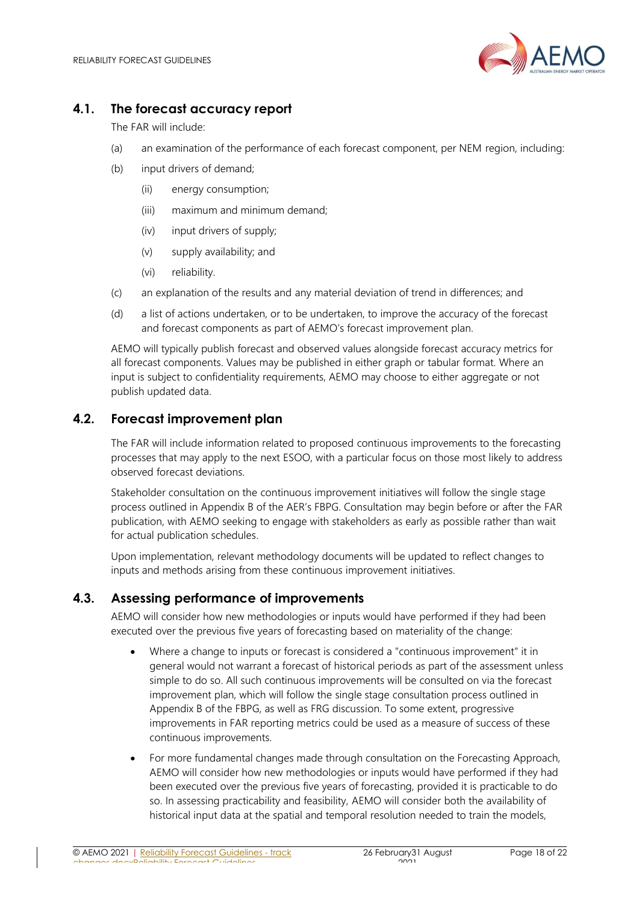## 4.1. The forecast accuracy report

The FAR will include:

(a) an examination of the performance of each forecast component, per NEM region, including:

(b) input drivers of demand;

(ii) energy consumption;

(iii) maximum and minimum demand;

(iv) input drivers of supply;

(v) supply availability; and

(vi) reliability.

(c) an explanation of the results and any material deviation of trend in differences; and

(d) a list of actions undertaken, or to be undertaken, to improve the accuracy of the forecast and forecast components as part of AEMO's forecast improvement plan.

AEMO will typically publish forecast and observed values alongside forecast accuracy metrics for all forecast components. Values may be published in either graph or tabular format. Where an input is subject to confidentiality requirements, AEMO may choose to either aggregate or not publish updated data.

## 4.2. Forecast improvement plan

The FAR will include information related to proposed continuous improvements to the forecasting processes that may apply to the next ESOO, with a particular focus on those most likely to address observed forecast deviations.

Stakeholder consultation on the continuous improvement initiatives will follow the single stage process outlined in Appendix B of the AER's FBPG. Consultation may begin before or after the FAR publication, with AEMO seeking to engage with stakeholders as early as possible rather than wait for actual publication schedules.

Upon implementation, relevant methodology documents will be updated to reflect changes to inputs and methods arising from these continuous improvement initiatives.

## 4.3. Assessing performance of improvements

AEMO will consider how new methodologies or inputs would have performed if they had been executed over the previous five years of forecasting based on materiality of the change:

- Where a change to inputs or forecast is considered a "continuous improvement" it in general would not warrant a forecast of historical periods as part of the assessment unless simple to do so. All such continuous improvements will be consulted on via the forecast improvement plan, which will follow the single stage consultation process outlined in Appendix B of the FBPG, as well as FRG discussion. To some extent, progressive improvements in FAR reporting metrics could be used as a measure of success of these continuous improvements.
- For more fundamental changes made through consultation on the Forecasting Approach, AEMO will consider how new methodologies or inputs would have performed if they had been executed over the previous five years of forecasting, provided it is practicable to do so. In assessing practicability and feasibility, AEMO will consider both the availability of historical input data at the spatial and temporal resolution needed to train the models,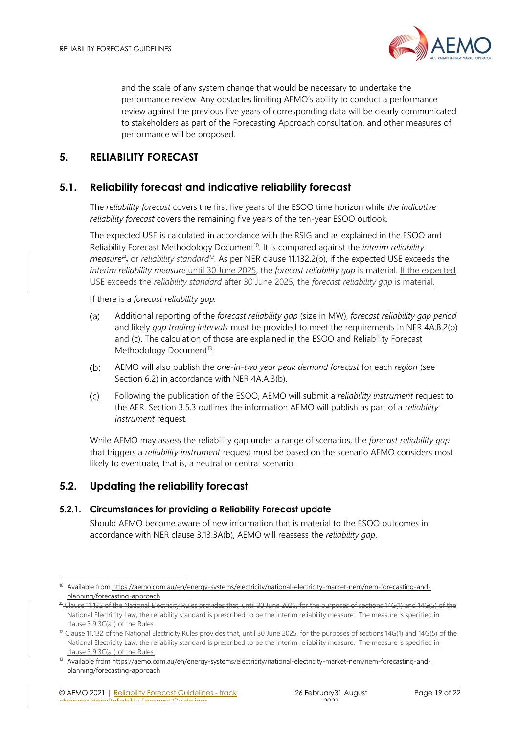and the scale of any system change that would be necessary to undertake the performance review. Any obstacles limiting AEMO's ability to conduct a performance review against the previous five years of corresponding data will be clearly communicated to stakeholders as part of the Forecasting Approach consultation, and other measures of performance will be proposed.

## 5. RELIABILITY FORECAST

### 5.1. Reliability forecast and indicative reliability forecast

The *reliability forecast* covers the first five years of the ESOO time horizon while *the indicative reliability forecast* covers the remaining five years of the ten-year ESOO outlook.

The expected USE is calculated in accordance with the RSIG and as explained in the ESOO and Reliability Forecast Methodology Document[10]. It is compared against the *interim reliability measure*[11]. or *reliability standard*[12]. As per NER clause 11.132.2(b), if the expected USE exceeds the *interim reliability measure* until 30 June 2025, the *forecast reliability gap* is material. If the expected USE exceeds the *reliability standard* after 30 June 2025, the *forecast reliability gap* is material.

If there is a *forecast reliability gap:*

(a) Additional reporting of the *forecast reliability gap* (size in MW), *forecast reliability gap period* and likely *gap trading intervals* must be provided to meet the requirements in NER 4A.B.2(b) and (c). The calculation of those are explained in the ESOO and Reliability Forecast Methodology Document[13].

(b) AEMO will also publish the *one-in-two year peak demand forecast* for each *region* (see Section 6.2) in accordance with NER 4A.A.3(b).

(c) Following the publication of the ESOO, AEMO will submit a *reliability instrument* request to the AER. Section 3.5.3 outlines the information AEMO will publish as part of a *reliability instrument* request.

While AEMO may assess the reliability gap under a range of scenarios, the *forecast reliability gap* that triggers a *reliability instrument* request must be based on the scenario AEMO considers most likely to eventuate, that is, a neutral or central scenario.

### 5.2. Updating the reliability forecast

#### 5.2.1. Circumstances for providing a Reliability Forecast update

Should AEMO become aware of new information that is material to the ESOO outcomes in accordance with NER clause 3.13.3A(b), AEMO will reassess the *reliability gap*.

---

[10] Available from https://aemo.com.au/en/energy-systems/electricity/national-electricity-market-nem/nem-forecasting-and-planning/forecasting-approach

[11] Clause 11.132 of the National Electricity Rules provides that, until 30 June 2025, for the purposes of sections 14G(1) and 14G(5) of the National Electricity Law, the reliability standard is prescribed to be the interim reliability measure. The measure is specified in clause 3.9.3C(a1) of the Rules.

[12] Clause 11.132 of the National Electricity Rules provides that, until 30 June 2025, for the purposes of sections 14G(1) and 14G(5) of the National Electricity Law, the reliability standard is prescribed to be the interim reliability measure. The measure is specified in clause 3.9.3C(a1) of the Rules.

[13] Available from https://aemo.com.au/en/energy-systems/electricity/national-electricity-market-nem/nem-forecasting-and-planning/forecasting-approach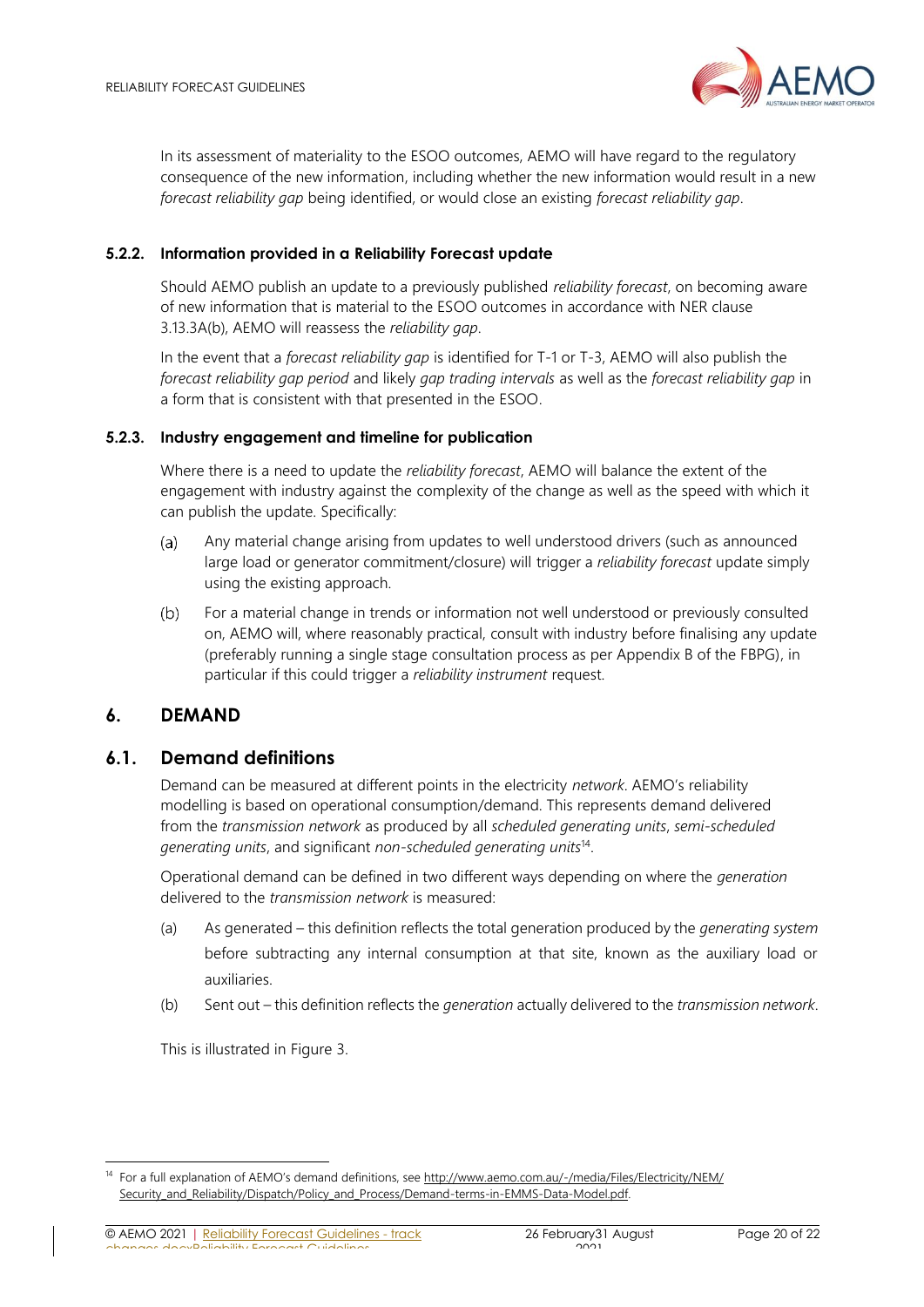In its assessment of materiality to the ESOO outcomes, AEMO will have regard to the regulatory consequence of the new information, including whether the new information would result in a new *forecast reliability gap* being identified, or would close an existing *forecast reliability gap*.

#### 5.2.2. Information provided in a Reliability Forecast update

Should AEMO publish an update to a previously published *reliability forecast*, on becoming aware of new information that is material to the ESOO outcomes in accordance with NER clause 3.13.3A(b), AEMO will reassess the *reliability gap*.

In the event that a *forecast reliability gap* is identified for T-1 or T-3, AEMO will also publish the *forecast reliability gap period* and likely *gap trading intervals* as well as the *forecast reliability gap* in a form that is consistent with that presented in the ESOO.

#### 5.2.3. Industry engagement and timeline for publication

Where there is a need to update the *reliability forecast*, AEMO will balance the extent of the engagement with industry against the complexity of the change as well as the speed with which it can publish the update. Specifically:

(a) Any material change arising from updates to well understood drivers (such as announced large load or generator commitment/closure) will trigger a *reliability forecast* update simply using the existing approach.

(b) For a material change in trends or information not well understood or previously consulted on, AEMO will, where reasonably practical, consult with industry before finalising any update (preferably running a single stage consultation process as per Appendix B of the FBPG), in particular if this could trigger a *reliability instrument* request.

## 6. DEMAND

### 6.1. Demand definitions

Demand can be measured at different points in the electricity *network*. AEMO's reliability modelling is based on operational consumption/demand. This represents demand delivered from the *transmission network* as produced by all *scheduled generating units*, *semi-scheduled generating units*, and significant *non-scheduled generating units*[14].

Operational demand can be defined in two different ways depending on where the *generation* delivered to the *transmission network* is measured:

(a) As generated – this definition reflects the total generation produced by the *generating system* before subtracting any internal consumption at that site, known as the auxiliary load or auxiliaries.

(b) Sent out – this definition reflects the *generation* actually delivered to the *transmission network*.

This is illustrated in Figure 3.

[14] For a full explanation of AEMO's demand definitions, see http://www.aemo.com.au/-/media/Files/Electricity/NEM/Security_and_Reliability/Dispatch/Policy_and_Process/Demand-terms-in-EMMS-Data-Model.pdf.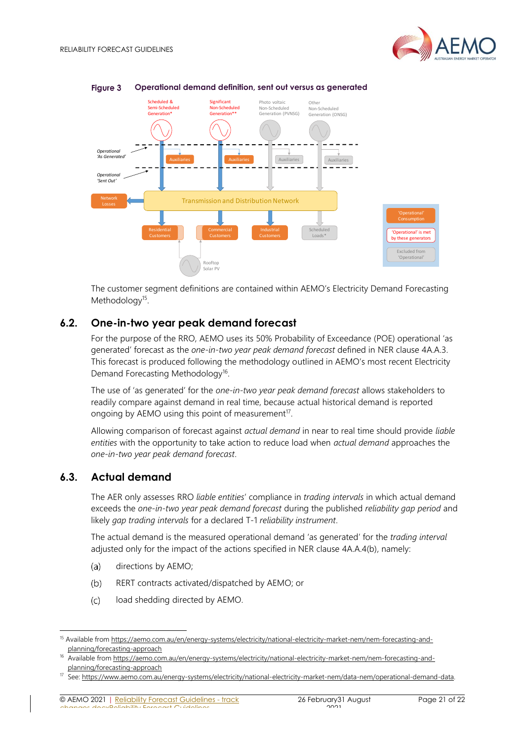**Figure 3 Operational demand definition, sent out versus as generated**

The customer segment definitions are contained within AEMO's Electricity Demand Forecasting Methodology[15].

## 6.2. One-in-two year peak demand forecast

For the purpose of the RRO, AEMO uses its 50% Probability of Exceedance (POE) operational 'as generated' forecast as the *one-in-two year peak demand forecast* defined in NER clause 4A.A.3. This forecast is produced following the methodology outlined in AEMO's most recent Electricity Demand Forecasting Methodology[16].

The use of 'as generated' for the *one-in-two year peak demand forecast* allows stakeholders to readily compare against demand in real time, because actual historical demand is reported ongoing by AEMO using this point of measurement[17].

Allowing comparison of forecast against *actual demand* in near to real time should provide *liable entities* with the opportunity to take action to reduce load when *actual demand* approaches the *one-in-two year peak demand forecast*.

## 6.3. Actual demand

The AER only assesses RRO *liable entities*' compliance in *trading intervals* in which actual demand exceeds the *one-in-two year peak demand forecast* during the published *reliability gap period* and likely *gap trading intervals* for a declared T-1 *reliability instrument*.

The actual demand is the measured operational demand 'as generated' for the *trading interval* adjusted only for the impact of the actions specified in NER clause 4A.A.4(b), namely:

(a) directions by AEMO;

(b) RERT contracts activated/dispatched by AEMO; or

(c) load shedding directed by AEMO.

---

[15] Available from https://aemo.com.au/en/energy-systems/electricity/national-electricity-market-nem/nem-forecasting-and-planning/forecasting-approach

[16] Available from https://aemo.com.au/en/energy-systems/electricity/national-electricity-market-nem/nem-forecasting-and-planning/forecasting-approach

[17] See: https://www.aemo.com.au/energy-systems/electricity/national-electricity-market-nem/data-nem/operational-demand-data.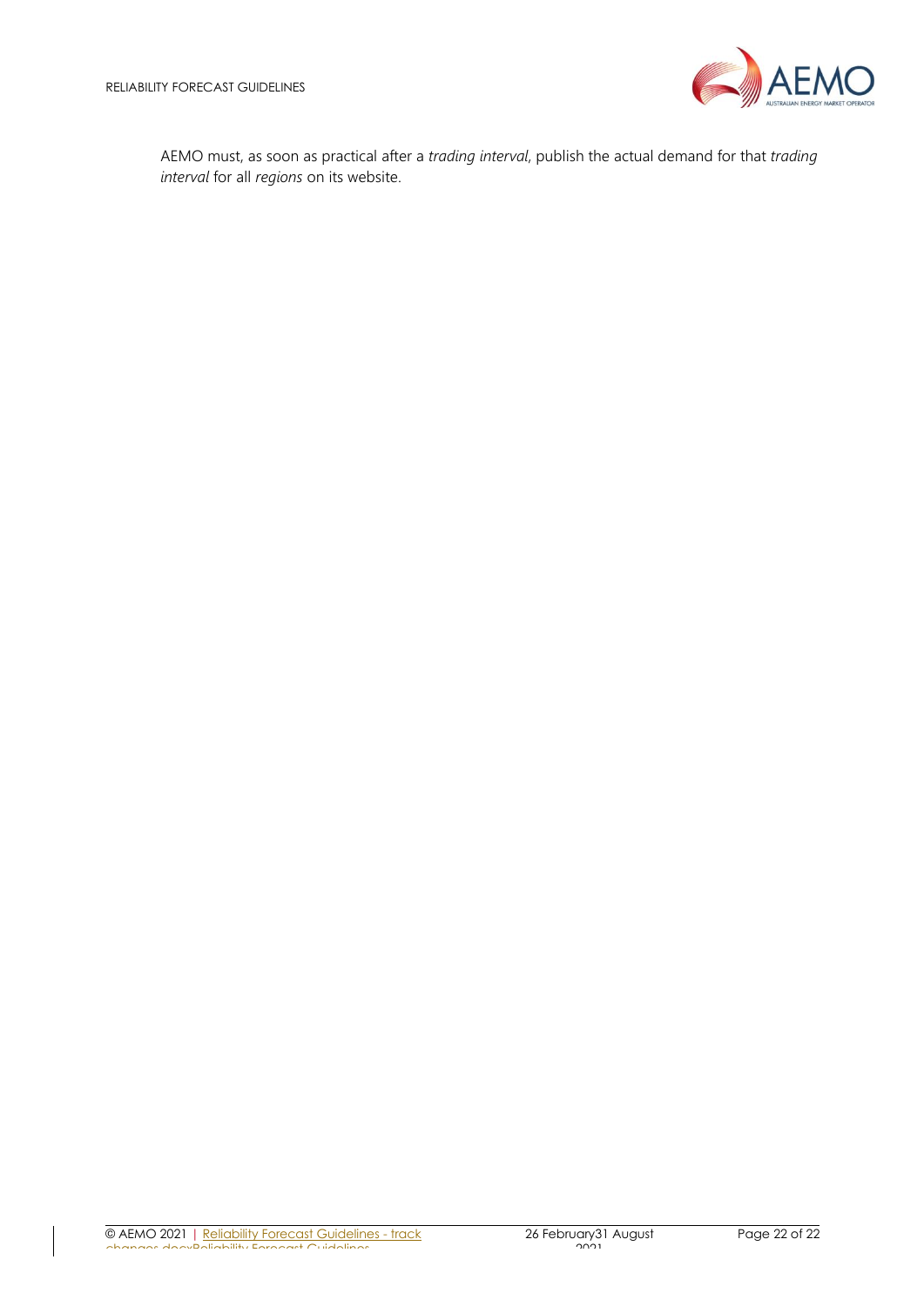AEMO must, as soon as practical after a *trading interval*, publish the actual demand for that *trading interval* for all *regions* on its website.